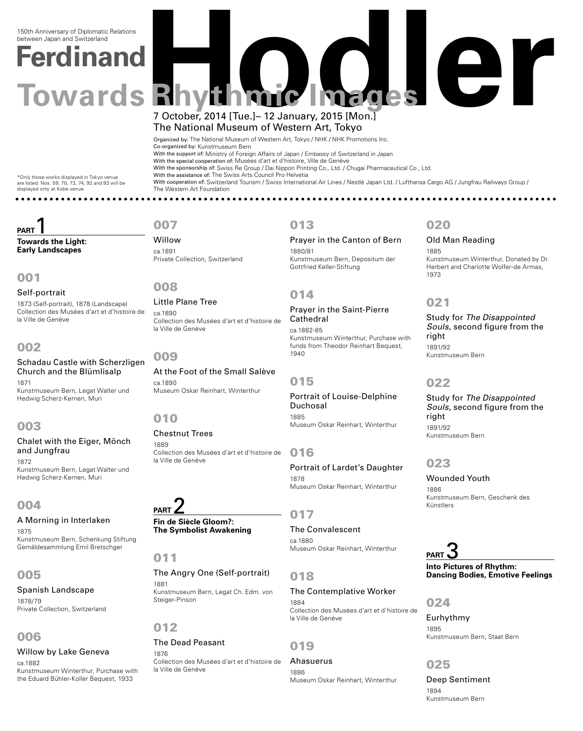150th Anniversary of Diplomatic Relations between Japan and Switzerland

# Ferdinand Hodler
## Towards Rhythmic Images

7 October, 2014 [Tue.]– 12 January, 2015 [Mon.]
The National Museum of Western Art, Tokyo

**Organized by:** The National Museum of Western Art, Tokyo / NHK / NHK Promotions Inc.
**Co-organized by:** Kunstmuseum Bern
**With the support of:** Ministry of Foreign Affairs of Japan / Embassy of Switzerland in Japan
**With the special cooperation of:** Musées d'art et d'histoire, Ville de Genève
**With the sponsorship of:** Swiss Re Group / Dai Nippon Printing Co., Ltd. / Chugai Pharmaceutical Co., Ltd.
**With the assistance of:** The Swiss Arts Council Pro Helvetia
**With cooperation of:** Switzerland Tourism / Swiss International Air Lines / Nestlé Japan Ltd. / Lufthansa Cargo AG / Jungfrau Railways Group / The Western Art Foundation

*Only those works displayed in Tokyo venue are listed. Nos. 59, 70, 73, 74, 92 and 93 will be displayed only at Kobe venue.

## PART 1
**Towards the Light: Early Landscapes**

### 001
Self-portrait
1873 (Self-portrait), 1878 (Landscape)
Collection des Musées d'art et d'histoire de la Ville de Genève

### 002
Schadau Castle with Scherzligen Church and the Blümlisalp
1871
Kunstmuseum Bern, Legat Walter und Hedwig Scherz-Kernen, Muri

### 003
Chalet with the Eiger, Mönch and Jungfrau
1872
Kunstmuseum Bern, Legat Walter und Hedwig Scherz-Kernen, Muri

### 004
A Morning in Interlaken
1875
Kunstmuseum Bern, Schenkung Stiftung Gemäldesammlung Emil Bretschger

### 005
Spanish Landscape
1878/79
Private Collection, Switzerland

### 006
Willow by Lake Geneva
ca.1882
Kunstmuseum Winterthur, Purchase with the Eduard Bühler-Koller Bequest, 1933

### 007
Willow
ca.1891
Private Collection, Switzerland

### 008
Little Plane Tree
ca.1890
Collection des Musées d'art et d'histoire de la Ville de Genève

### 009
At the Foot of the Small Salève
ca.1890
Museum Oskar Reinhart, Winterthur

### 010
Chestnut Trees
1889
Collection des Musées d'art et d'histoire de la Ville de Genève

## PART 2
**Fin de Siècle Gloom?: The Symbolist Awakening**

### 011
The Angry One (Self-portrait)
1881
Kunstmuseum Bern, Legat Ch. Edm. von Steiger-Pinson

### 012
The Dead Peasant
1876
Collection des Musées d'art et d'histoire de la Ville de Genève

### 013
Prayer in the Canton of Bern
1880/81
Kunstmuseum Bern, Depositum der Gottfried Keller-Stiftung

### 014
Prayer in the Saint-Pierre Cathedral
ca.1882-85
Kunstmuseum Winterthur, Purchase with funds from Theodor Reinhart Bequest, 1940

### 015
Portrait of Louise-Delphine Duchosal
1885
Museum Oskar Reinhart, Winterthur

### 016
Portrait of Lardet's Daughter
1878
Museum Oskar Reinhart, Winterthur

### 017
The Convalescent
ca.1880
Museum Oskar Reinhart, Winterthur

### 018
The Contemplative Worker
1884
Collection des Musées d'art et d'histoire de la Ville de Genève

### 019
Ahasuerus
1886
Museum Oskar Reinhart, Winterthur

### 020
Old Man Reading
1885
Kunstmuseum Winterthur, Donated by Dr. Herbert and Charlotte Wolfer-de Armas, 1973

### 021
Study for *The Disappointed Souls*, second figure from the right
1891/92
Kunstmuseum Bern

### 022
Study for *The Disappointed Souls*, second figure from the right
1891/92
Kunstmuseum Bern

### 023
Wounded Youth
1886
Kunstmuseum Bern, Geschenk des Künstlers

## PART 3
**Into Pictures of Rhythm: Dancing Bodies, Emotive Feelings**

### 024
Eurhythmy
1895
Kunstmuseum Bern, Staat Bern

### 025
Deep Sentiment
1894
Kunstmuseum Bern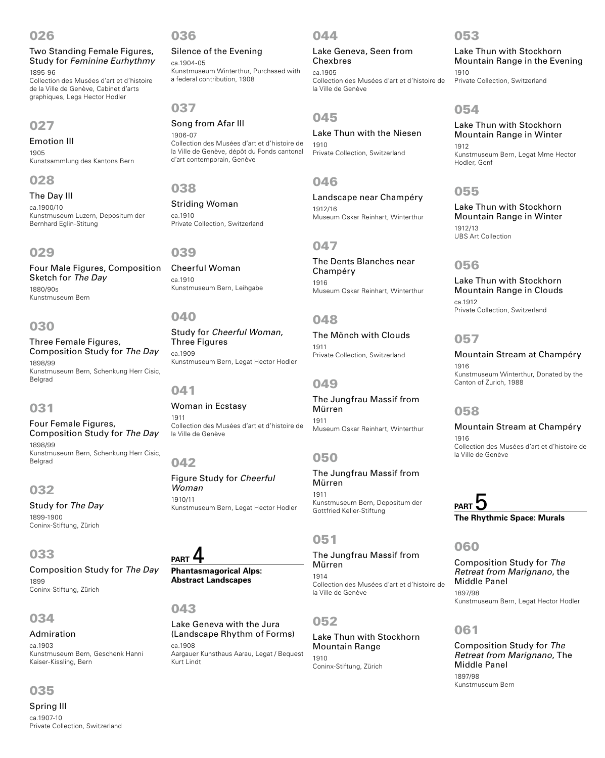### 026

Two Standing Female Figures, Study for *Feminine Eurhythmy*

1895-96
Collection des Musées d'art et d'histoire de la Ville de Genève, Cabinet d'arts graphiques, Legs Hector Hodler

### 027

Emotion III

1905
Kunstsammlung des Kantons Bern

### 028

The Day III

ca.1900/10
Kunstmuseum Luzern, Depositum der Bernhard Eglin-Stitung

### 029

Four Male Figures, Composition Sketch for *The Day*

1880/90s
Kunstmuseum Bern

### 030

Three Female Figures, Composition Study for *The Day*

1898/99
Kunstmuseum Bern, Schenkung Herr Cisic, Belgrad

### 031

Four Female Figures, Composition Study for *The Day*

1898/99
Kunstmuseum Bern, Schenkung Herr Cisic, Belgrad

### 032

Study for *The Day*

1899-1900
Coninx-Stiftung, Zürich

### 033

Composition Study for *The Day*

1899
Coninx-Stiftung, Zürich

### 034

Admiration

ca.1903
Kunstmuseum Bern, Geschenk Hanni Kaiser-Kissling, Bern

### 035

Spring III

ca.1907-10
Private Collection, Switzerland

### 036

Silence of the Evening

ca.1904-05
Kunstmuseum Winterthur, Purchased with a federal contribution, 1908

### 037

Song from Afar III

1906-07
Collection des Musées d'art et d'histoire de la Ville de Genève, dépôt du Fonds cantonal d'art contemporain, Genève

### 038

Striding Woman

ca.1910
Private Collection, Switzerland

### 039

Cheerful Woman

ca.1910
Kunstmuseum Bern, Leihgabe

### 040

Study for *Cheerful Woman*, Three Figures

ca.1909
Kunstmuseum Bern, Legat Hector Hodler

### 041

Woman in Ecstasy

1911
Collection des Musées d'art et d'histoire de la Ville de Genève

### 042

Figure Study for *Cheerful Woman*

1910/11
Kunstmuseum Bern, Legat Hector Hodler

## PART 4

**Phantasmagorical Alps: Abstract Landscapes**

### 043

Lake Geneva with the Jura (Landscape Rhythm of Forms)

ca.1908
Aargauer Kunsthaus Aarau, Legat / Bequest Kurt Lindt

### 044

Lake Geneva, Seen from Chexbres

ca.1905
Collection des Musées d'art et d'histoire de la Ville de Genève

### 045

Lake Thun with the Niesen

1910
Private Collection, Switzerland

### 046

Landscape near Champéry

1912/16
Museum Oskar Reinhart, Winterthur

### 047

The Dents Blanches near Champéry

1916
Museum Oskar Reinhart, Winterthur

### 048

The Mönch with Clouds

1911
Private Collection, Switzerland

### 049

The Jungfrau Massif from Mürren

1911
Museum Oskar Reinhart, Winterthur

### 050

The Jungfrau Massif from Mürren

1911
Kunstmuseum Bern, Depositum der Gottfried Keller-Stiftung

### 051

The Jungfrau Massif from Mürren

1914
Collection des Musées d'art et d'histoire de la Ville de Genève

### 052

Lake Thun with Stockhorn Mountain Range

1910
Coninx-Stiftung, Zürich

### 053

Lake Thun with Stockhorn Mountain Range in the Evening

1910
Private Collection, Switzerland

### 054

Lake Thun with Stockhorn Mountain Range in Winter

1912
Kunstmuseum Bern, Legat Mme Hector Hodler, Genf

### 055

Lake Thun with Stockhorn Mountain Range in Winter

1912/13
UBS Art Collection

### 056

Lake Thun with Stockhorn Mountain Range in Clouds

ca.1912
Private Collection, Switzerland

### 057

Mountain Stream at Champéry

1916
Kunstmuseum Winterthur, Donated by the Canton of Zurich, 1988

### 058

Mountain Stream at Champéry

1916
Collection des Musées d'art et d'histoire de la Ville de Genève

## PART 5

**The Rhythmic Space: Murals**

### 060

Composition Study for *The Retreat from Marignano*, the Middle Panel

1897/98
Kunstmuseum Bern, Legat Hector Hodler

### 061

Composition Study for *The Retreat from Marignano*, The Middle Panel

1897/98
Kunstmuseum Bern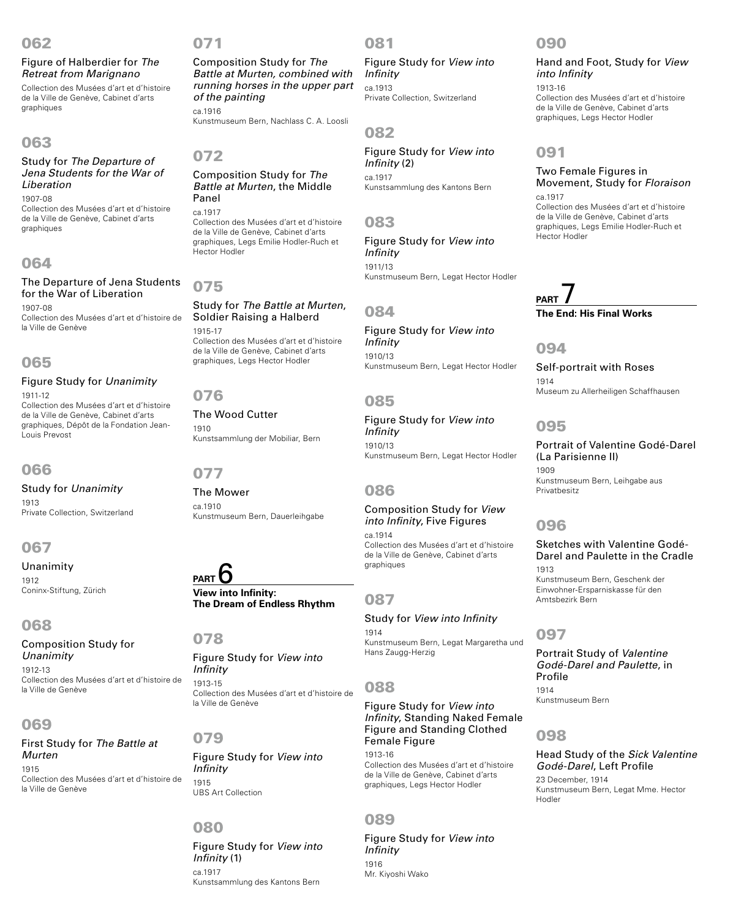### 062

Figure of Halberdier for *The Retreat from Marignano*

Collection des Musées d'art et d'histoire de la Ville de Genève, Cabinet d'arts graphiques

### 063

Study for *The Departure of Jena Students for the War of Liberation*

1907-08
Collection des Musées d'art et d'histoire de la Ville de Genève, Cabinet d'arts graphiques

### 064

The Departure of Jena Students for the War of Liberation

1907-08
Collection des Musées d'art et d'histoire de la Ville de Genève

### 065

Figure Study for *Unanimity*

1911-12
Collection des Musées d'art et d'histoire de la Ville de Genève, Cabinet d'arts graphiques, Dépôt de la Fondation Jean-Louis Prevost

### 066

Study for *Unanimity*

1913
Private Collection, Switzerland

### 067

Unanimity

1912
Coninx-Stiftung, Zürich

### 068

Composition Study for *Unanimity*

1912-13
Collection des Musées d'art et d'histoire de la Ville de Genève

### 069

First Study for *The Battle at Murten*

1915
Collection des Musées d'art et d'histoire de la Ville de Genève

### 071

Composition Study for *The Battle at Murten, combined with running horses in the upper part of the painting*

ca.1916
Kunstmuseum Bern, Nachlass C. A. Loosli

### 072

Composition Study for *The Battle at Murten*, the Middle Panel

ca.1917
Collection des Musées d'art et d'histoire de la Ville de Genève, Cabinet d'arts graphiques, Legs Emilie Hodler-Ruch et Hector Hodler

### 075

Study for *The Battle at Murten*, Soldier Raising a Halberd

1915-17
Collection des Musées d'art et d'histoire de la Ville de Genève, Cabinet d'arts graphiques, Legs Hector Hodler

### 076

The Wood Cutter

1910
Kunstsammlung der Mobiliar, Bern

### 077

The Mower

ca.1910
Kunstmuseum Bern, Dauerleihgabe

## PART 6

**View into Infinity: The Dream of Endless Rhythm**

### 078

Figure Study for *View into Infinity*

1913-15
Collection des Musées d'art et d'histoire de la Ville de Genève

### 079

Figure Study for *View into Infinity*

1915
UBS Art Collection

### 080

Figure Study for *View into Infinity* (1)

ca.1917
Kunstsammlung des Kantons Bern

### 081

Figure Study for *View into Infinity*

ca.1913
Private Collection, Switzerland

### 082

Figure Study for *View into Infinity* (2)

ca.1917
Kunstsammlung des Kantons Bern

### 083

Figure Study for *View into Infinity*

1911/13
Kunstmuseum Bern, Legat Hector Hodler

### 084

Figure Study for *View into Infinity*

1910/13
Kunstmuseum Bern, Legat Hector Hodler

### 085

Figure Study for *View into Infinity*

1910/13
Kunstmuseum Bern, Legat Hector Hodler

### 086

Composition Study for *View into Infinity*, Five Figures

ca.1914
Collection des Musées d'art et d'histoire de la Ville de Genève, Cabinet d'arts graphiques

### 087

Study for *View into Infinity*

1914
Kunstmuseum Bern, Legat Margaretha und Hans Zaugg-Herzig

### 088

Figure Study for *View into Infinity*, Standing Naked Female Figure and Standing Clothed Female Figure

1913-16
Collection des Musées d'art et d'histoire de la Ville de Genève, Cabinet d'arts graphiques, Legs Hector Hodler

### 089

Figure Study for *View into Infinity*

1916
Mr. Kiyoshi Wako

### 090

Hand and Foot, Study for *View into Infinity*

1913-16
Collection des Musées d'art et d'histoire de la Ville de Genève, Cabinet d'arts graphiques, Legs Hector Hodler

### 091

Two Female Figures in Movement, Study for *Floraison*

ca.1917
Collection des Musées d'art et d'histoire de la Ville de Genève, Cabinet d'arts graphiques, Legs Emilie Hodler-Ruch et Hector Hodler

## PART 7

**The End: His Final Works**

### 094

Self-portrait with Roses

1914
Museum zu Allerheiligen Schaffhausen

### 095

Portrait of Valentine Godé-Darel (La Parisienne II)

1909
Kunstmuseum Bern, Leihgabe aus Privatbesitz

### 096

Sketches with Valentine Godé-Darel and Paulette in the Cradle

1913
Kunstmuseum Bern, Geschenk der Einwohner-Ersparniskasse für den Amtsbezirk Bern

### 097

Portrait Study of *Valentine Godé-Darel and Paulette*, in Profile

1914
Kunstmuseum Bern

### 098

Head Study of the *Sick Valentine Godé-Darel*, Left Profile

23 December, 1914
Kunstmuseum Bern, Legat Mme. Hector Hodler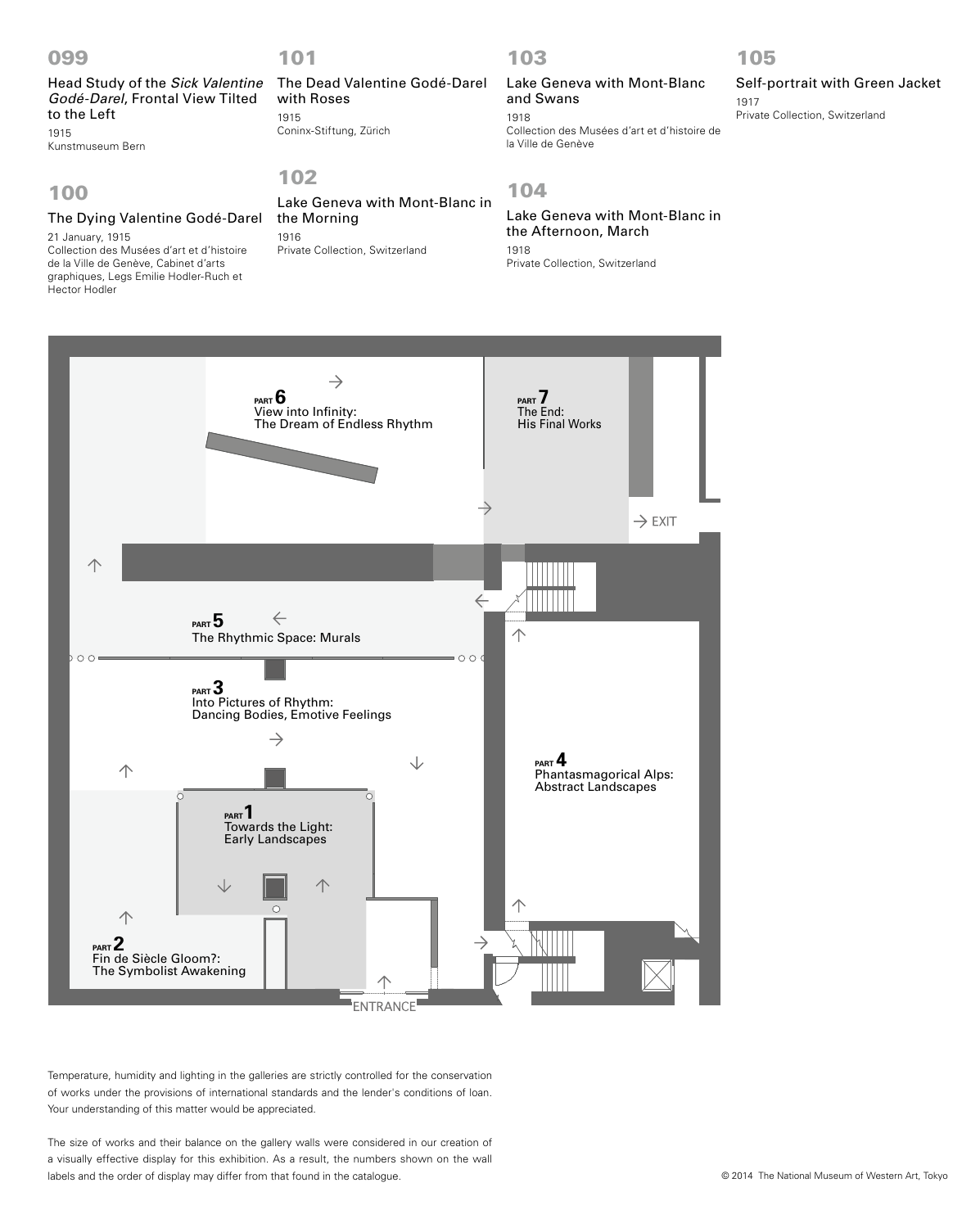## 099

Head Study of the *Sick Valentine Godé-Darel*, Frontal View Tilted to the Left

1915

Kunstmuseum Bern

## 100

The Dying Valentine Godé-Darel

21 January, 1915

Collection des Musées d'art et d'histoire de la Ville de Genève, Cabinet d'arts graphiques, Legs Emilie Hodler-Ruch et Hector Hodler

## 101

The Dead Valentine Godé-Darel with Roses

1915

Coninx-Stiftung, Zürich

## 102

Lake Geneva with Mont-Blanc in the Morning

1916

Private Collection, Switzerland

## 103

Lake Geneva with Mont-Blanc and Swans

1918

Collection des Musées d'art et d'histoire de la Ville de Genève

## 104

Lake Geneva with Mont-Blanc in the Afternoon, March

1918

Private Collection, Switzerland

## 105

Self-portrait with Green Jacket

1917

Private Collection, Switzerland

PART 6
View into Infinity:
The Dream of Endless Rhythm

PART 7
The End:
His Final Works

→ EXIT

PART 5
The Rhythmic Space: Murals

PART 3
Into Pictures of Rhythm:
Dancing Bodies, Emotive Feelings

PART 4
Phantasmagorical Alps:
Abstract Landscapes

PART 1
Towards the Light:
Early Landscapes

PART 2
Fin de Siècle Gloom?:
The Symbolist Awakening

ENTRANCE

Temperature, humidity and lighting in the galleries are strictly controlled for the conservation of works under the provisions of international standards and the lender's conditions of loan. Your understanding of this matter would be appreciated.

The size of works and their balance on the gallery walls were considered in our creation of a visually effective display for this exhibition. As a result, the numbers shown on the wall labels and the order of display may differ from that found in the catalogue.

© 2014 The National Museum of Western Art, Tokyo